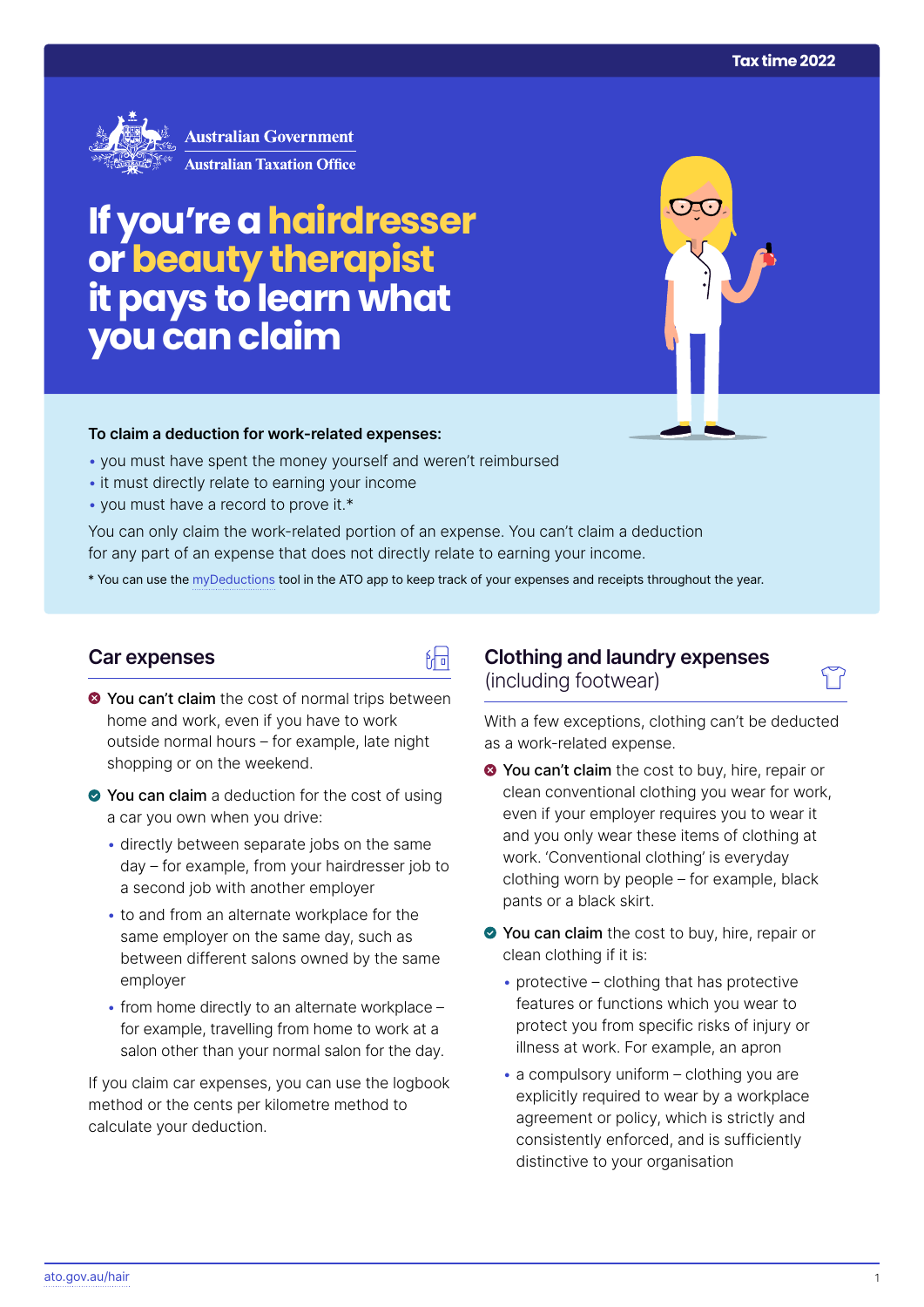Tax time 2022

Australian Government
Australian Taxation Office

# If you're a hairdresser or beauty therapist it pays to learn what you can claim

**To claim a deduction for work-related expenses:**

- you must have spent the money yourself and weren't reimbursed
- it must directly relate to earning your income
- you must have a record to prove it.*

You can only claim the work-related portion of an expense. You can't claim a deduction for any part of an expense that does not directly relate to earning your income.

* You can use the myDeductions tool in the ATO app to keep track of your expenses and receipts throughout the year.

## Car expenses

**You can't claim** the cost of normal trips between home and work, even if you have to work outside normal hours – for example, late night shopping or on the weekend.

**You can claim** a deduction for the cost of using a car you own when you drive:

- directly between separate jobs on the same day – for example, from your hairdresser job to a second job with another employer
- to and from an alternate workplace for the same employer on the same day, such as between different salons owned by the same employer
- from home directly to an alternate workplace – for example, travelling from home to work at a salon other than your normal salon for the day.

If you claim car expenses, you can use the logbook method or the cents per kilometre method to calculate your deduction.

## Clothing and laundry expenses (including footwear)

With a few exceptions, clothing can't be deducted as a work-related expense.

**You can't claim** the cost to buy, hire, repair or clean conventional clothing you wear for work, even if your employer requires you to wear it and you only wear these items of clothing at work. 'Conventional clothing' is everyday clothing worn by people – for example, black pants or a black skirt.

**You can claim** the cost to buy, hire, repair or clean clothing if it is:

- protective – clothing that has protective features or functions which you wear to protect you from specific risks of injury or illness at work. For example, an apron
- a compulsory uniform – clothing you are explicitly required to wear by a workplace agreement or policy, which is strictly and consistently enforced, and is sufficiently distinctive to your organisation

ato.gov.au/hair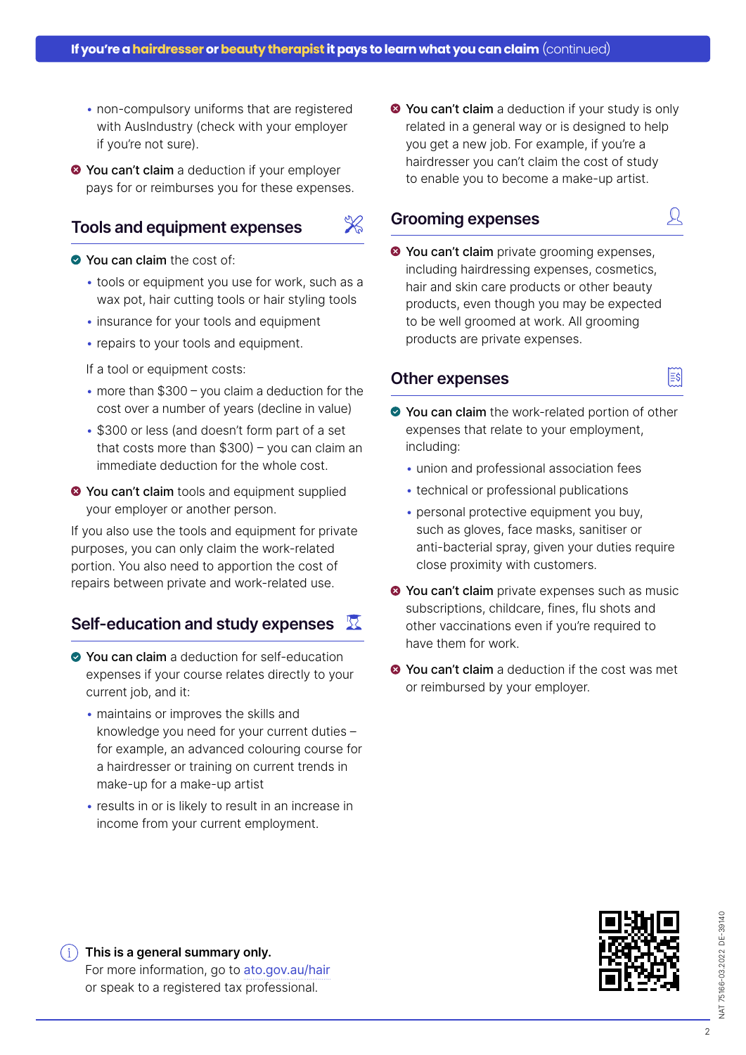- non-compulsory uniforms that are registered with AusIndustry (check with your employer if you're not sure).

**You can't claim** a deduction if your employer pays for or reimburses you for these expenses.

## Tools and equipment expenses

**You can claim** the cost of:

- tools or equipment you use for work, such as a wax pot, hair cutting tools or hair styling tools
- insurance for your tools and equipment
- repairs to your tools and equipment.

If a tool or equipment costs:

- more than $300 – you claim a deduction for the cost over a number of years (decline in value)
- $300 or less (and doesn't form part of a set that costs more than $300) – you can claim an immediate deduction for the whole cost.

**You can't claim** tools and equipment supplied your employer or another person.

If you also use the tools and equipment for private purposes, you can only claim the work-related portion. You also need to apportion the cost of repairs between private and work-related use.

## Self-education and study expenses

**You can claim** a deduction for self-education expenses if your course relates directly to your current job, and it:

- maintains or improves the skills and knowledge you need for your current duties – for example, an advanced colouring course for a hairdresser or training on current trends in make-up for a make-up artist
- results in or is likely to result in an increase in income from your current employment.

**You can't claim** a deduction if your study is only related in a general way or is designed to help you get a new job. For example, if you're a hairdresser you can't claim the cost of study to enable you to become a make-up artist.

## Grooming expenses

**You can't claim** private grooming expenses, including hairdressing expenses, cosmetics, hair and skin care products or other beauty products, even though you may be expected to be well groomed at work. All grooming products are private expenses.

## Other expenses

**You can claim** the work-related portion of other expenses that relate to your employment, including:

- union and professional association fees
- technical or professional publications
- personal protective equipment you buy, such as gloves, face masks, sanitiser or anti-bacterial spray, given your duties require close proximity with customers.

**You can't claim** private expenses such as music subscriptions, childcare, fines, flu shots and other vaccinations even if you're required to have them for work.

**You can't claim** a deduction if the cost was met or reimbursed by your employer.

**This is a general summary only.**
For more information, go to ato.gov.au/hair or speak to a registered tax professional.

NAT 75166-03.2022 DE-39140